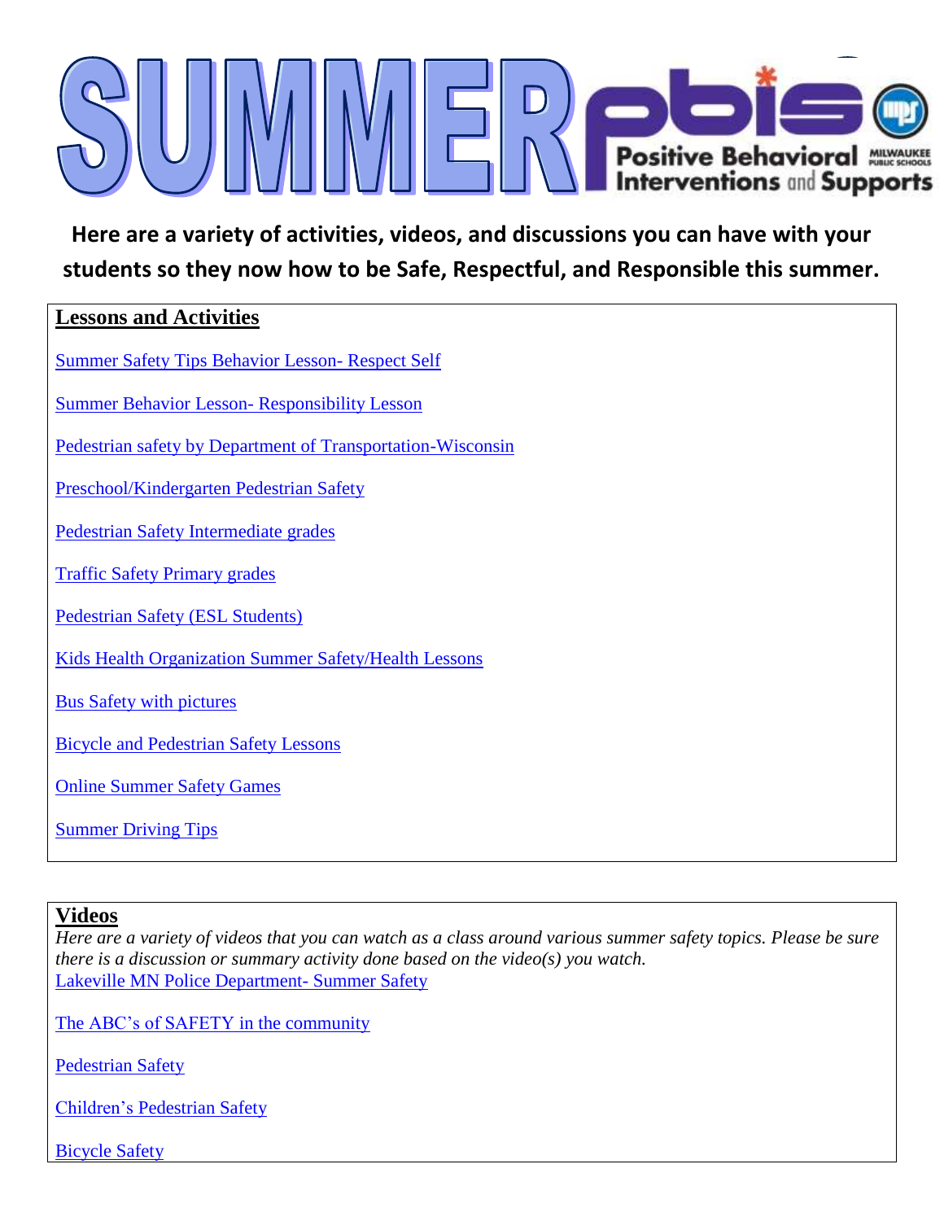# SUMMER pbis

Positive Behavioral Interventions and Supports

MILWAUKEE PUBLIC SCHOOLS

**Here are a variety of activities, videos, and discussions you can have with your students so they now how to be Safe, Respectful, and Responsible this summer.**

## Lessons and Activities

Summer Safety Tips Behavior Lesson- Respect Self

Summer Behavior Lesson- Responsibility Lesson

Pedestrian safety by Department of Transportation-Wisconsin

Preschool/Kindergarten Pedestrian Safety

Pedestrian Safety Intermediate grades

Traffic Safety Primary grades

Pedestrian Safety (ESL Students)

Kids Health Organization Summer Safety/Health Lessons

Bus Safety with pictures

Bicycle and Pedestrian Safety Lessons

Online Summer Safety Games

Summer Driving Tips

## Videos

*Here are a variety of videos that you can watch as a class around various summer safety topics. Please be sure there is a discussion or summary activity done based on the video(s) you watch.*

Lakeville MN Police Department- Summer Safety

The ABC's of SAFETY in the community

Pedestrian Safety

Children's Pedestrian Safety

Bicycle Safety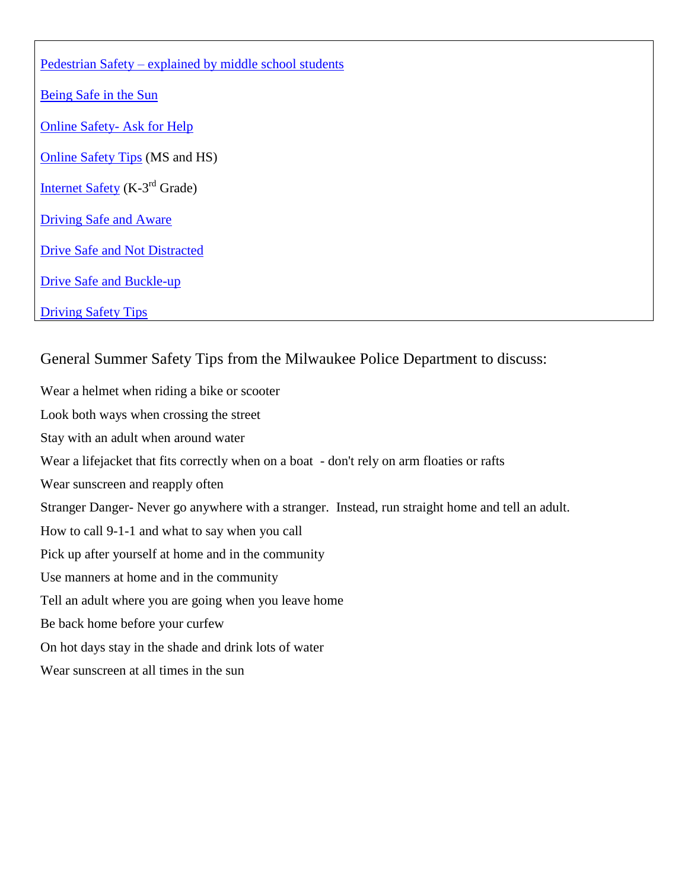Pedestrian Safety – explained by middle school students

Being Safe in the Sun

Online Safety- Ask for Help

Online Safety Tips (MS and HS)

Internet Safety (K-3rd Grade)

Driving Safe and Aware

Drive Safe and Not Distracted

Drive Safe and Buckle-up

Driving Safety Tips

## General Summer Safety Tips from the Milwaukee Police Department to discuss:

Wear a helmet when riding a bike or scooter

Look both ways when crossing the street

Stay with an adult when around water

Wear a lifejacket that fits correctly when on a boat - don't rely on arm floaties or rafts

Wear sunscreen and reapply often

Stranger Danger- Never go anywhere with a stranger. Instead, run straight home and tell an adult.

How to call 9-1-1 and what to say when you call

Pick up after yourself at home and in the community

Use manners at home and in the community

Tell an adult where you are going when you leave home

Be back home before your curfew

On hot days stay in the shade and drink lots of water

Wear sunscreen at all times in the sun